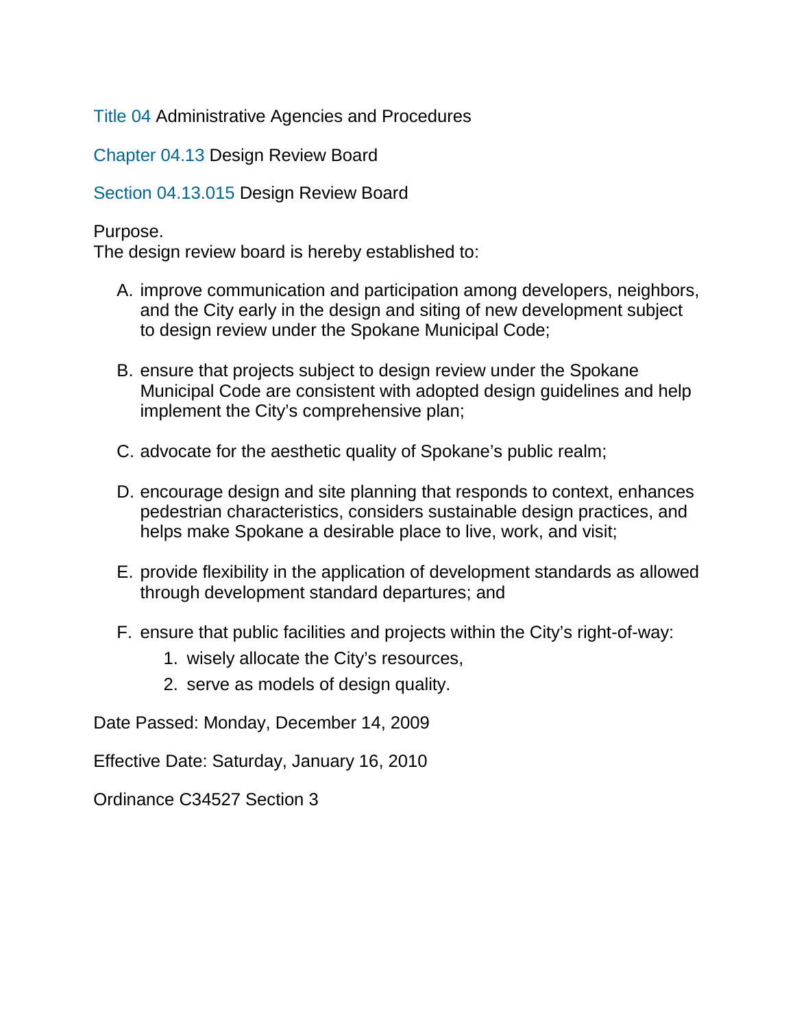Title 04 Administrative Agencies and Procedures

Chapter 04.13 Design Review Board

Section 04.13.015 Design Review Board

Purpose.
The design review board is hereby established to:

A. improve communication and participation among developers, neighbors, and the City early in the design and siting of new development subject to design review under the Spokane Municipal Code;

B. ensure that projects subject to design review under the Spokane Municipal Code are consistent with adopted design guidelines and help implement the City's comprehensive plan;

C. advocate for the aesthetic quality of Spokane's public realm;

D. encourage design and site planning that responds to context, enhances pedestrian characteristics, considers sustainable design practices, and helps make Spokane a desirable place to live, work, and visit;

E. provide flexibility in the application of development standards as allowed through development standard departures; and

F. ensure that public facilities and projects within the City's right-of-way:
   1. wisely allocate the City's resources,
   2. serve as models of design quality.

Date Passed: Monday, December 14, 2009

Effective Date: Saturday, January 16, 2010

Ordinance C34527 Section 3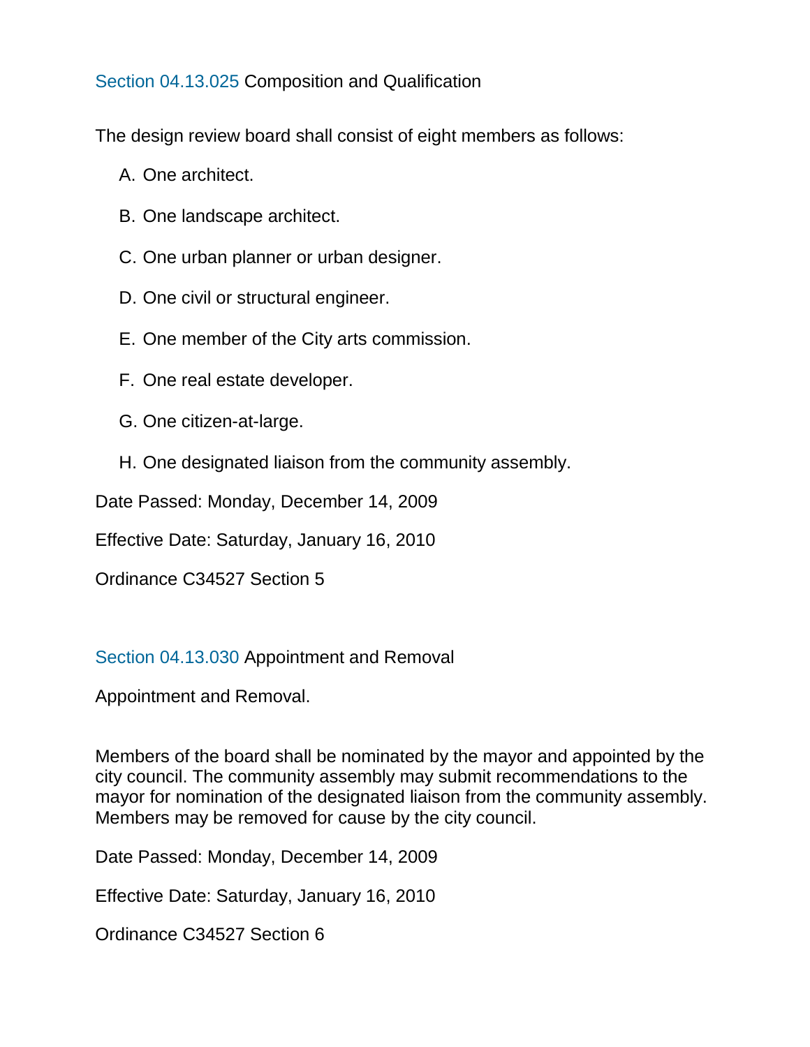## Section 04.13.025 Composition and Qualification

The design review board shall consist of eight members as follows:

A. One architect.

B. One landscape architect.

C. One urban planner or urban designer.

D. One civil or structural engineer.

E. One member of the City arts commission.

F. One real estate developer.

G. One citizen-at-large.

H. One designated liaison from the community assembly.

Date Passed: Monday, December 14, 2009

Effective Date: Saturday, January 16, 2010

Ordinance C34527 Section 5

## Section 04.13.030 Appointment and Removal

Appointment and Removal.

Members of the board shall be nominated by the mayor and appointed by the city council. The community assembly may submit recommendations to the mayor for nomination of the designated liaison from the community assembly. Members may be removed for cause by the city council.

Date Passed: Monday, December 14, 2009

Effective Date: Saturday, January 16, 2010

Ordinance C34527 Section 6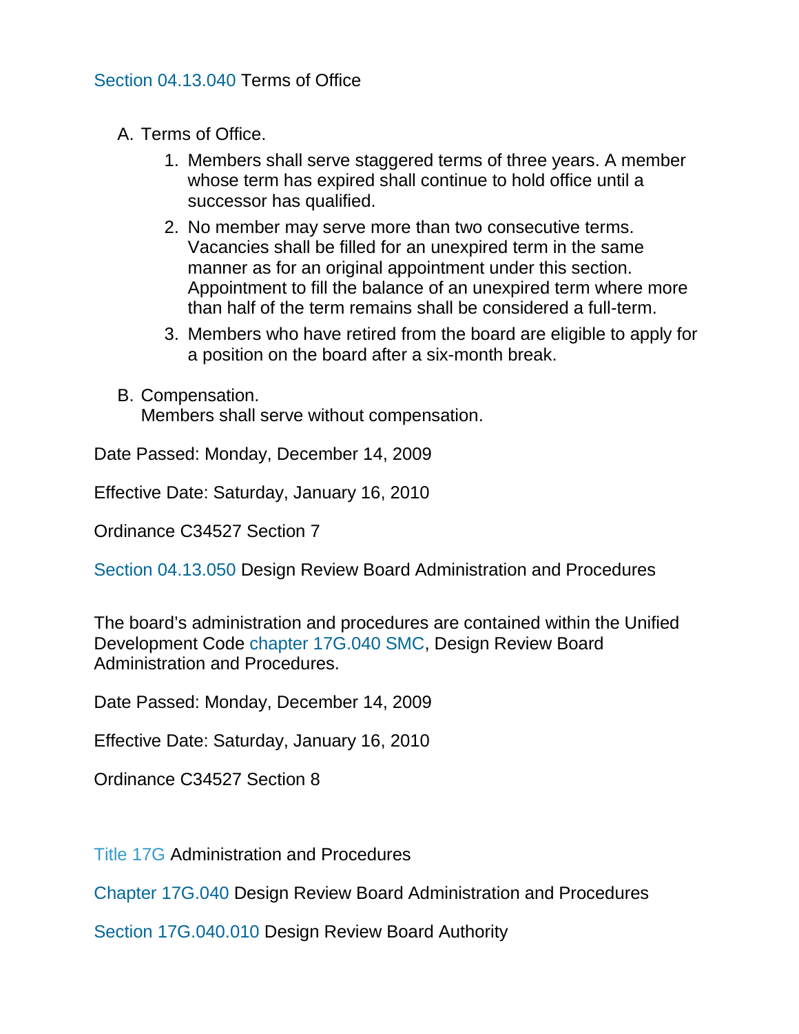## Section 04.13.040 Terms of Office

A. Terms of Office.

   1. Members shall serve staggered terms of three years. A member whose term has expired shall continue to hold office until a successor has qualified.
   2. No member may serve more than two consecutive terms. Vacancies shall be filled for an unexpired term in the same manner as for an original appointment under this section. Appointment to fill the balance of an unexpired term where more than half of the term remains shall be considered a full-term.
   3. Members who have retired from the board are eligible to apply for a position on the board after a six-month break.

B. Compensation.
   Members shall serve without compensation.

Date Passed: Monday, December 14, 2009

Effective Date: Saturday, January 16, 2010

Ordinance C34527 Section 7

## Section 04.13.050 Design Review Board Administration and Procedures

The board's administration and procedures are contained within the Unified Development Code chapter 17G.040 SMC, Design Review Board Administration and Procedures.

Date Passed: Monday, December 14, 2009

Effective Date: Saturday, January 16, 2010

Ordinance C34527 Section 8

# Title 17G Administration and Procedures

## Chapter 17G.040 Design Review Board Administration and Procedures

### Section 17G.040.010 Design Review Board Authority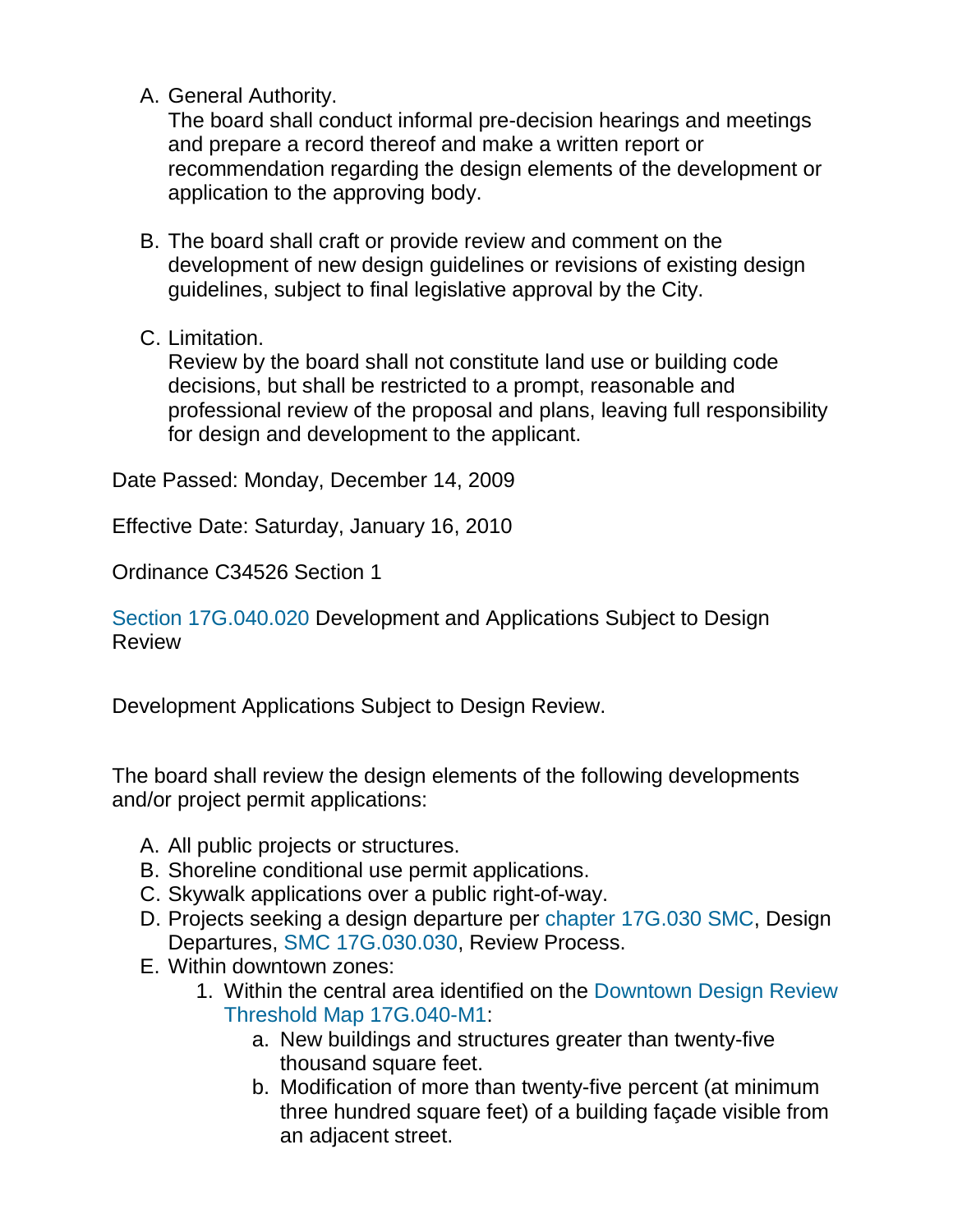A. General Authority.
   The board shall conduct informal pre-decision hearings and meetings and prepare a record thereof and make a written report or recommendation regarding the design elements of the development or application to the approving body.

B. The board shall craft or provide review and comment on the development of new design guidelines or revisions of existing design guidelines, subject to final legislative approval by the City.

C. Limitation.
   Review by the board shall not constitute land use or building code decisions, but shall be restricted to a prompt, reasonable and professional review of the proposal and plans, leaving full responsibility for design and development to the applicant.

Date Passed: Monday, December 14, 2009

Effective Date: Saturday, January 16, 2010

Ordinance C34526 Section 1

Section 17G.040.020 Development and Applications Subject to Design Review

Development Applications Subject to Design Review.

The board shall review the design elements of the following developments and/or project permit applications:

A. All public projects or structures.
B. Shoreline conditional use permit applications.
C. Skywalk applications over a public right-of-way.
D. Projects seeking a design departure per chapter 17G.030 SMC, Design Departures, SMC 17G.030.030, Review Process.
E. Within downtown zones:
   1. Within the central area identified on the Downtown Design Review Threshold Map 17G.040-M1:
      a. New buildings and structures greater than twenty-five thousand square feet.
      b. Modification of more than twenty-five percent (at minimum three hundred square feet) of a building façade visible from an adjacent street.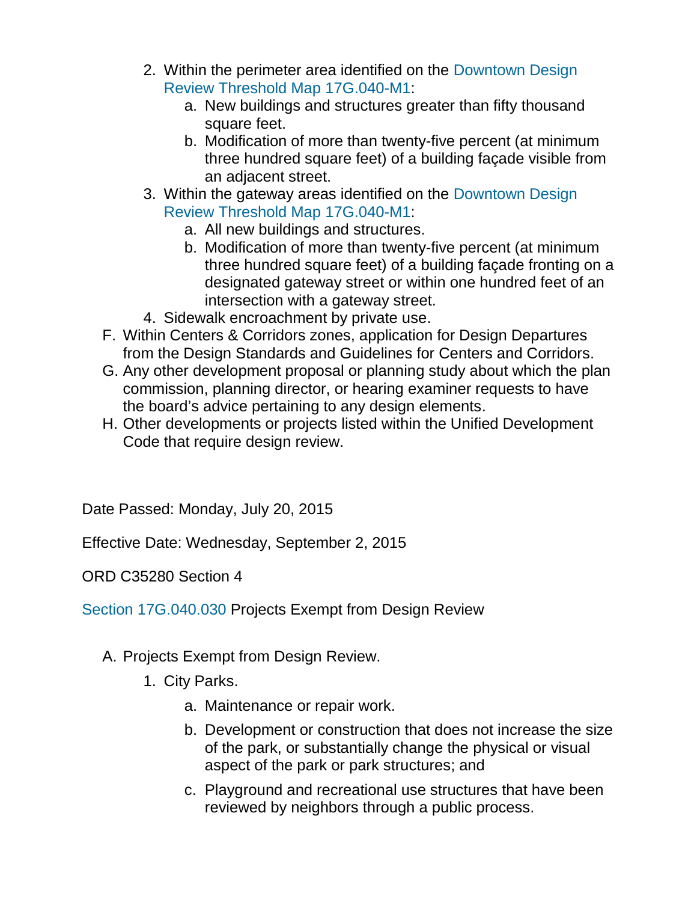2. Within the perimeter area identified on the Downtown Design Review Threshold Map 17G.040-M1:
    a. New buildings and structures greater than fifty thousand square feet.
    b. Modification of more than twenty-five percent (at minimum three hundred square feet) of a building façade visible from an adjacent street.
3. Within the gateway areas identified on the Downtown Design Review Threshold Map 17G.040-M1:
    a. All new buildings and structures.
    b. Modification of more than twenty-five percent (at minimum three hundred square feet) of a building façade fronting on a designated gateway street or within one hundred feet of an intersection with a gateway street.
4. Sidewalk encroachment by private use.

F. Within Centers & Corridors zones, application for Design Departures from the Design Standards and Guidelines for Centers and Corridors.

G. Any other development proposal or planning study about which the plan commission, planning director, or hearing examiner requests to have the board's advice pertaining to any design elements.

H. Other developments or projects listed within the Unified Development Code that require design review.

Date Passed: Monday, July 20, 2015

Effective Date: Wednesday, September 2, 2015

ORD C35280 Section 4

Section 17G.040.030 Projects Exempt from Design Review

A. Projects Exempt from Design Review.
    1. City Parks.
        a. Maintenance or repair work.
        b. Development or construction that does not increase the size of the park, or substantially change the physical or visual aspect of the park or park structures; and
        c. Playground and recreational use structures that have been reviewed by neighbors through a public process.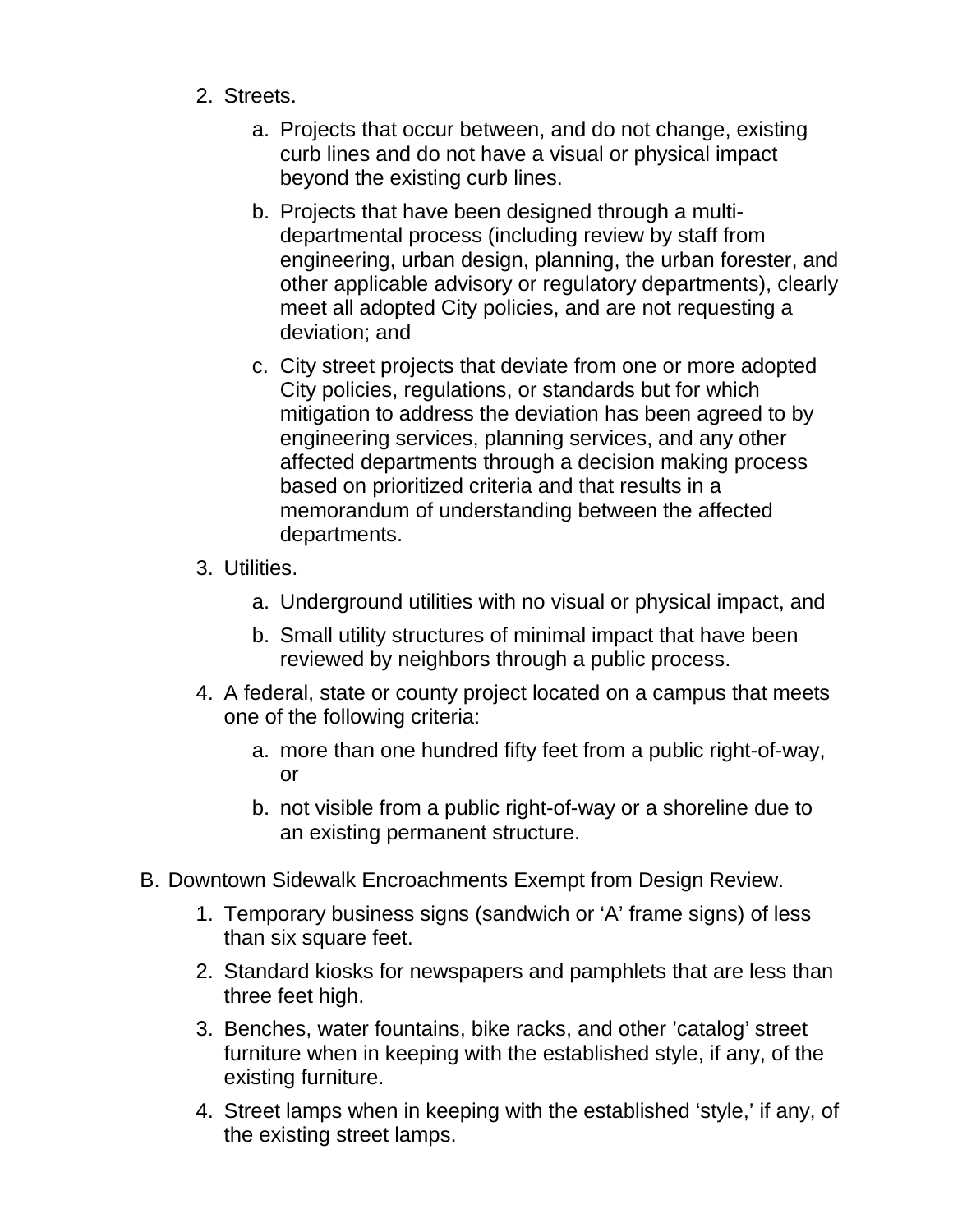2. Streets.

    a. Projects that occur between, and do not change, existing curb lines and do not have a visual or physical impact beyond the existing curb lines.

    b. Projects that have been designed through a multi-departmental process (including review by staff from engineering, urban design, planning, the urban forester, and other applicable advisory or regulatory departments), clearly meet all adopted City policies, and are not requesting a deviation; and

    c. City street projects that deviate from one or more adopted City policies, regulations, or standards but for which mitigation to address the deviation has been agreed to by engineering services, planning services, and any other affected departments through a decision making process based on prioritized criteria and that results in a memorandum of understanding between the affected departments.

3. Utilities.

    a. Underground utilities with no visual or physical impact, and

    b. Small utility structures of minimal impact that have been reviewed by neighbors through a public process.

4. A federal, state or county project located on a campus that meets one of the following criteria:

    a. more than one hundred fifty feet from a public right-of-way, or

    b. not visible from a public right-of-way or a shoreline due to an existing permanent structure.

B. Downtown Sidewalk Encroachments Exempt from Design Review.

1. Temporary business signs (sandwich or ‘A’ frame signs) of less than six square feet.

2. Standard kiosks for newspapers and pamphlets that are less than three feet high.

3. Benches, water fountains, bike racks, and other ’catalog’ street furniture when in keeping with the established style, if any, of the existing furniture.

4. Street lamps when in keeping with the established ‘style,’ if any, of the existing street lamps.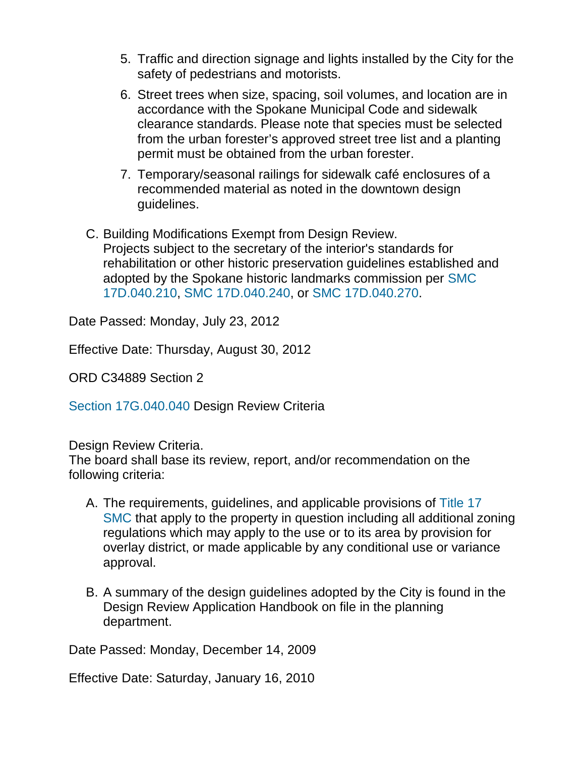5. Traffic and direction signage and lights installed by the City for the safety of pedestrians and motorists.
6. Street trees when size, spacing, soil volumes, and location are in accordance with the Spokane Municipal Code and sidewalk clearance standards. Please note that species must be selected from the urban forester's approved street tree list and a planting permit must be obtained from the urban forester.
7. Temporary/seasonal railings for sidewalk café enclosures of a recommended material as noted in the downtown design guidelines.

C. Building Modifications Exempt from Design Review.
Projects subject to the secretary of the interior's standards for rehabilitation or other historic preservation guidelines established and adopted by the Spokane historic landmarks commission per SMC 17D.040.210, SMC 17D.040.240, or SMC 17D.040.270.

Date Passed: Monday, July 23, 2012

Effective Date: Thursday, August 30, 2012

ORD C34889 Section 2

Section 17G.040.040 Design Review Criteria

Design Review Criteria.
The board shall base its review, report, and/or recommendation on the following criteria:

A. The requirements, guidelines, and applicable provisions of Title 17 SMC that apply to the property in question including all additional zoning regulations which may apply to the use or to its area by provision for overlay district, or made applicable by any conditional use or variance approval.

B. A summary of the design guidelines adopted by the City is found in the Design Review Application Handbook on file in the planning department.

Date Passed: Monday, December 14, 2009

Effective Date: Saturday, January 16, 2010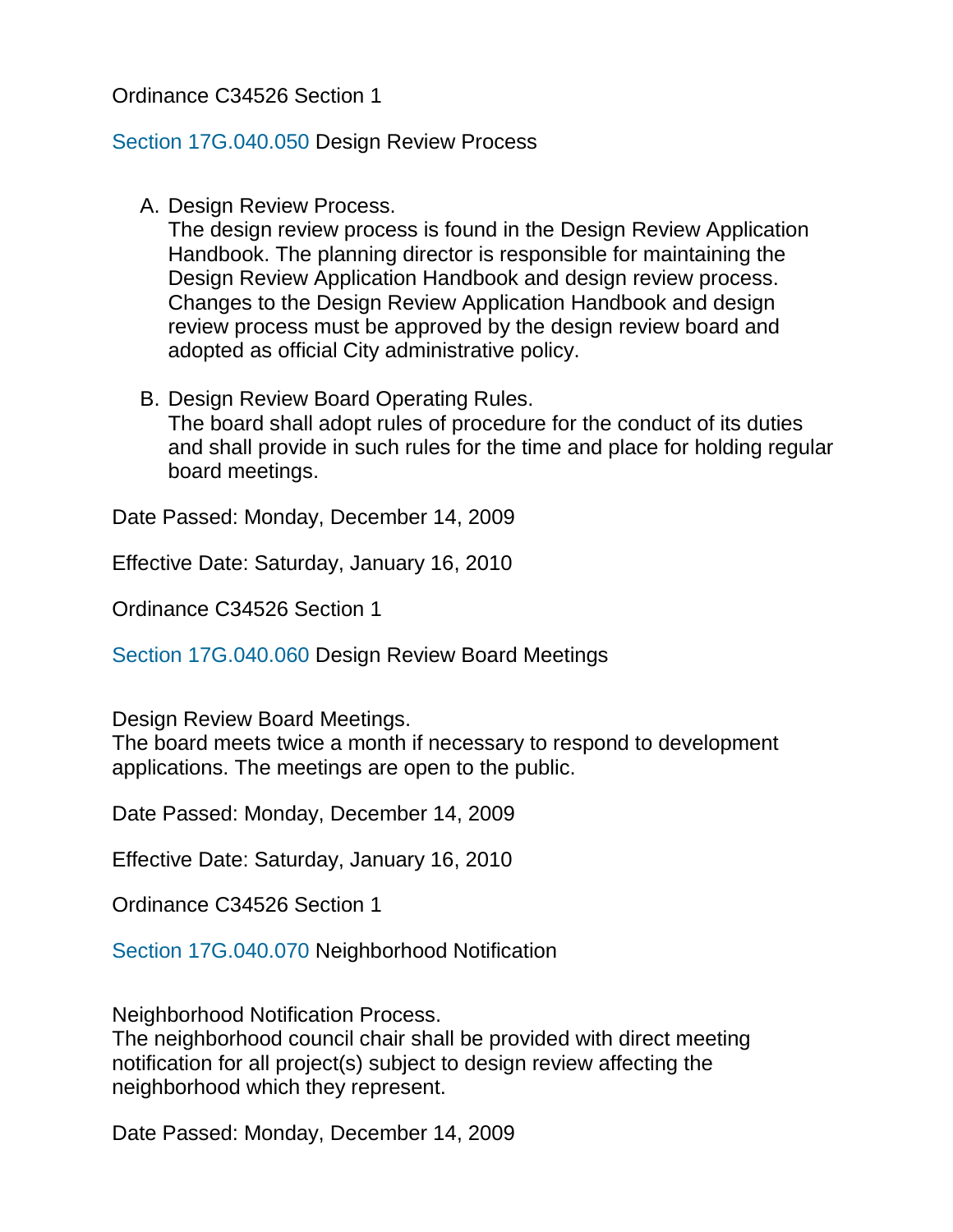Ordinance C34526 Section 1

Section 17G.040.050 Design Review Process

A. Design Review Process.
   The design review process is found in the Design Review Application Handbook. The planning director is responsible for maintaining the Design Review Application Handbook and design review process. Changes to the Design Review Application Handbook and design review process must be approved by the design review board and adopted as official City administrative policy.

B. Design Review Board Operating Rules.
   The board shall adopt rules of procedure for the conduct of its duties and shall provide in such rules for the time and place for holding regular board meetings.

Date Passed: Monday, December 14, 2009

Effective Date: Saturday, January 16, 2010

Ordinance C34526 Section 1

Section 17G.040.060 Design Review Board Meetings

Design Review Board Meetings.
The board meets twice a month if necessary to respond to development applications. The meetings are open to the public.

Date Passed: Monday, December 14, 2009

Effective Date: Saturday, January 16, 2010

Ordinance C34526 Section 1

Section 17G.040.070 Neighborhood Notification

Neighborhood Notification Process.
The neighborhood council chair shall be provided with direct meeting notification for all project(s) subject to design review affecting the neighborhood which they represent.

Date Passed: Monday, December 14, 2009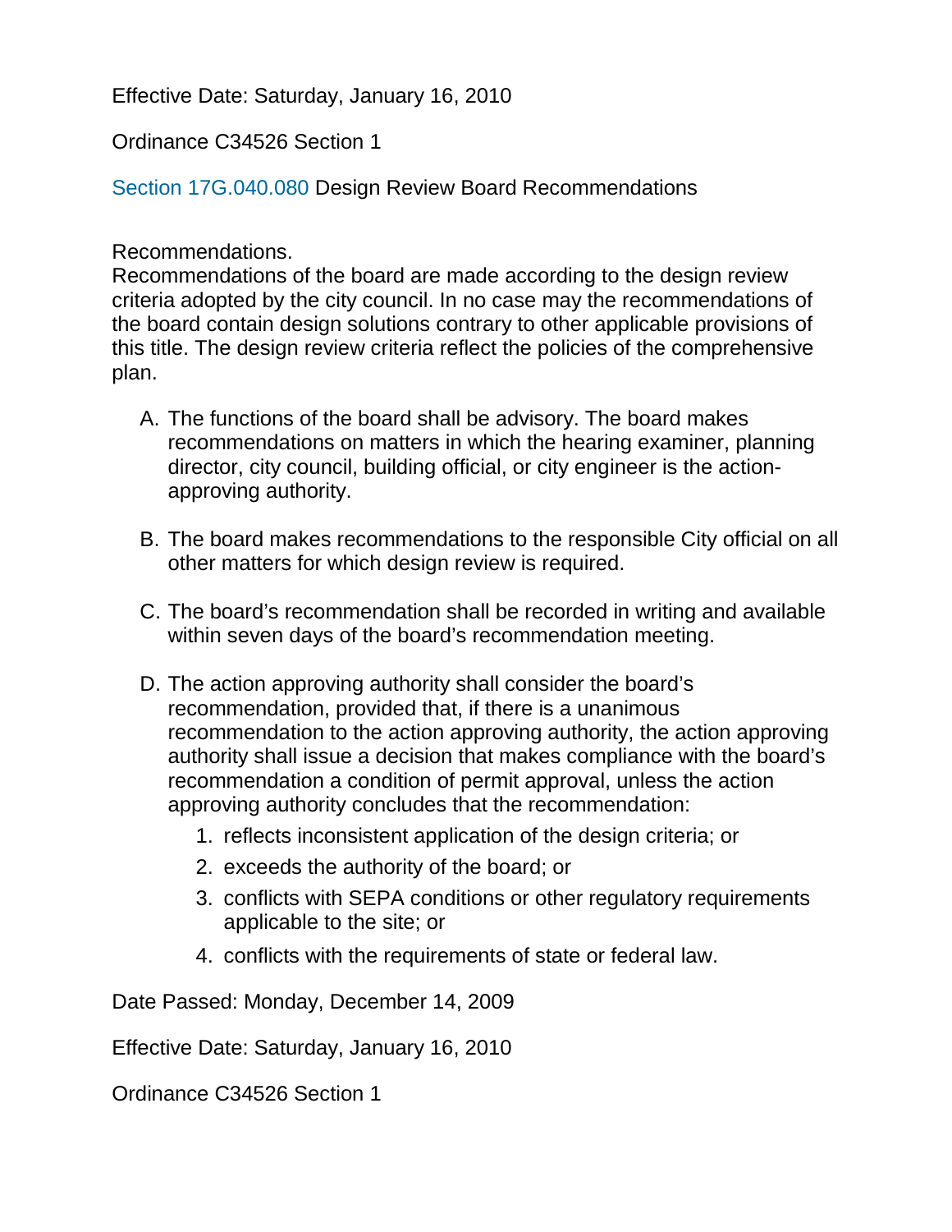Effective Date: Saturday, January 16, 2010

Ordinance C34526 Section 1

## Section 17G.040.080 Design Review Board Recommendations

Recommendations.
Recommendations of the board are made according to the design review criteria adopted by the city council. In no case may the recommendations of the board contain design solutions contrary to other applicable provisions of this title. The design review criteria reflect the policies of the comprehensive plan.

A. The functions of the board shall be advisory. The board makes recommendations on matters in which the hearing examiner, planning director, city council, building official, or city engineer is the action-approving authority.

B. The board makes recommendations to the responsible City official on all other matters for which design review is required.

C. The board's recommendation shall be recorded in writing and available within seven days of the board's recommendation meeting.

D. The action approving authority shall consider the board's recommendation, provided that, if there is a unanimous recommendation to the action approving authority, the action approving authority shall issue a decision that makes compliance with the board's recommendation a condition of permit approval, unless the action approving authority concludes that the recommendation:
   1. reflects inconsistent application of the design criteria; or
   2. exceeds the authority of the board; or
   3. conflicts with SEPA conditions or other regulatory requirements applicable to the site; or
   4. conflicts with the requirements of state or federal law.

Date Passed: Monday, December 14, 2009

Effective Date: Saturday, January 16, 2010

Ordinance C34526 Section 1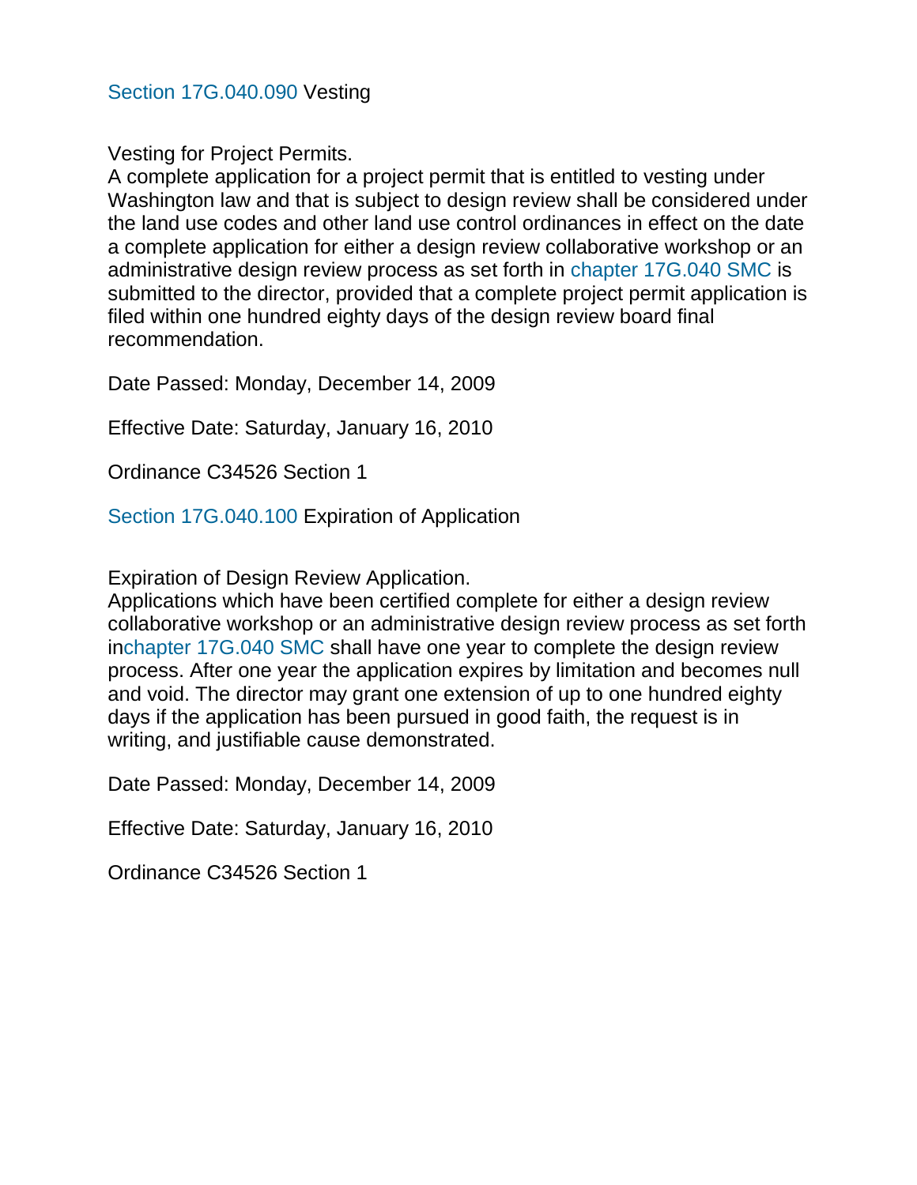## Section 17G.040.090 Vesting

Vesting for Project Permits.
A complete application for a project permit that is entitled to vesting under Washington law and that is subject to design review shall be considered under the land use codes and other land use control ordinances in effect on the date a complete application for either a design review collaborative workshop or an administrative design review process as set forth in chapter 17G.040 SMC is submitted to the director, provided that a complete project permit application is filed within one hundred eighty days of the design review board final recommendation.

Date Passed: Monday, December 14, 2009

Effective Date: Saturday, January 16, 2010

Ordinance C34526 Section 1

## Section 17G.040.100 Expiration of Application

Expiration of Design Review Application.
Applications which have been certified complete for either a design review collaborative workshop or an administrative design review process as set forth inchapter 17G.040 SMC shall have one year to complete the design review process. After one year the application expires by limitation and becomes null and void. The director may grant one extension of up to one hundred eighty days if the application has been pursued in good faith, the request is in writing, and justifiable cause demonstrated.

Date Passed: Monday, December 14, 2009

Effective Date: Saturday, January 16, 2010

Ordinance C34526 Section 1